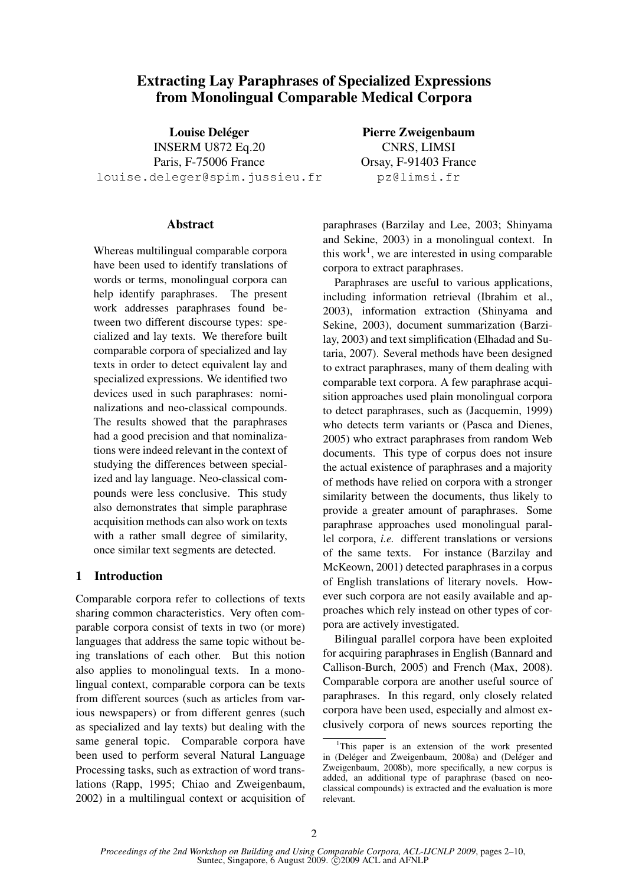# Extracting Lay Paraphrases of Specialized Expressions from Monolingual Comparable Medical Corpora

**Louise Deléger**
INSERM U872 Eq.20
Paris, F-75006 France
louise.deleger@spim.jussieu.fr

**Pierre Zweigenbaum**
CNRS, LIMSI
Orsay, F-91403 France
pz@limsi.fr

## Abstract

Whereas multilingual comparable corpora have been used to identify translations of words or terms, monolingual corpora can help identify paraphrases. The present work addresses paraphrases found between two different discourse types: specialized and lay texts. We therefore built comparable corpora of specialized and lay texts in order to detect equivalent lay and specialized expressions. We identified two devices used in such paraphrases: nominalizations and neo-classical compounds. The results showed that the paraphrases had a good precision and that nominalizations were indeed relevant in the context of studying the differences between specialized and lay language. Neo-classical compounds were less conclusive. This study also demonstrates that simple paraphrase acquisition methods can also work on texts with a rather small degree of similarity, once similar text segments are detected.

## 1 Introduction

Comparable corpora refer to collections of texts sharing common characteristics. Very often comparable corpora consist of texts in two (or more) languages that address the same topic without being translations of each other. But this notion also applies to monolingual texts. In a monolingual context, comparable corpora can be texts from different sources (such as articles from various newspapers) or from different genres (such as specialized and lay texts) but dealing with the same general topic. Comparable corpora have been used to perform several Natural Language Processing tasks, such as extraction of word translations (Rapp, 1995; Chiao and Zweigenbaum, 2002) in a multilingual context or acquisition of paraphrases (Barzilay and Lee, 2003; Shinyama and Sekine, 2003) in a monolingual context. In this work[1], we are interested in using comparable corpora to extract paraphrases.

Paraphrases are useful to various applications, including information retrieval (Ibrahim et al., 2003), information extraction (Shinyama and Sekine, 2003), document summarization (Barzilay, 2003) and text simplification (Elhadad and Sutaria, 2007). Several methods have been designed to extract paraphrases, many of them dealing with comparable text corpora. A few paraphrase acquisition approaches used plain monolingual corpora to detect paraphrases, such as (Jacquemin, 1999) who detects term variants or (Pasca and Dienes, 2005) who extract paraphrases from random Web documents. This type of corpus does not insure the actual existence of paraphrases and a majority of methods have relied on corpora with a stronger similarity between the documents, thus likely to provide a greater amount of paraphrases. Some paraphrase approaches used monolingual parallel corpora, *i.e.* different translations or versions of the same texts. For instance (Barzilay and McKeown, 2001) detected paraphrases in a corpus of English translations of literary novels. However such corpora are not easily available and approaches which rely instead on other types of corpora are actively investigated.

Bilingual parallel corpora have been exploited for acquiring paraphrases in English (Bannard and Callison-Burch, 2005) and French (Max, 2008). Comparable corpora are another useful source of paraphrases. In this regard, only closely related corpora have been used, especially and almost exclusively corpora of news sources reporting the

[1] This paper is an extension of the work presented in (Deléger and Zweigenbaum, 2008a) and (Deléger and Zweigenbaum, 2008b), more specifically, a new corpus is added, an additional type of paraphrase (based on neo-classical compounds) is extracted and the evaluation is more relevant.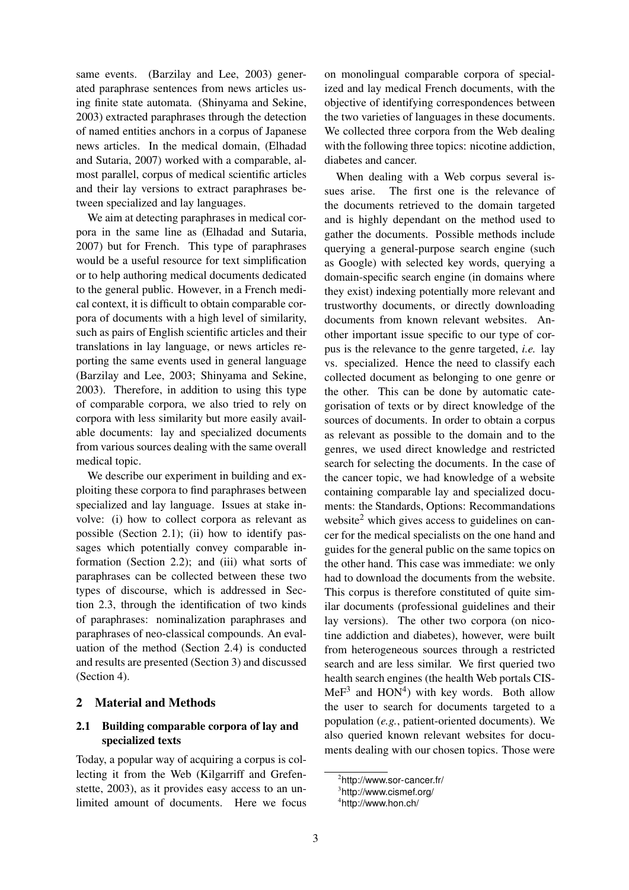same events. (Barzilay and Lee, 2003) generated paraphrase sentences from news articles using finite state automata. (Shinyama and Sekine, 2003) extracted paraphrases through the detection of named entities anchors in a corpus of Japanese news articles. In the medical domain, (Elhadad and Sutaria, 2007) worked with a comparable, almost parallel, corpus of medical scientific articles and their lay versions to extract paraphrases between specialized and lay languages.

We aim at detecting paraphrases in medical corpora in the same line as (Elhadad and Sutaria, 2007) but for French. This type of paraphrases would be a useful resource for text simplification or to help authoring medical documents dedicated to the general public. However, in a French medical context, it is difficult to obtain comparable corpora of documents with a high level of similarity, such as pairs of English scientific articles and their translations in lay language, or news articles reporting the same events used in general language (Barzilay and Lee, 2003; Shinyama and Sekine, 2003). Therefore, in addition to using this type of comparable corpora, we also tried to rely on corpora with less similarity but more easily available documents: lay and specialized documents from various sources dealing with the same overall medical topic.

We describe our experiment in building and exploiting these corpora to find paraphrases between specialized and lay language. Issues at stake involve: (i) how to collect corpora as relevant as possible (Section 2.1); (ii) how to identify passages which potentially convey comparable information (Section 2.2); and (iii) what sorts of paraphrases can be collected between these two types of discourse, which is addressed in Section 2.3, through the identification of two kinds of paraphrases: nominalization paraphrases and paraphrases of neo-classical compounds. An evaluation of the method (Section 2.4) is conducted and results are presented (Section 3) and discussed (Section 4).

## 2 Material and Methods

### 2.1 Building comparable corpora of lay and specialized texts

Today, a popular way of acquiring a corpus is collecting it from the Web (Kilgarriff and Grefenstette, 2003), as it provides easy access to an unlimited amount of documents. Here we focus on monolingual comparable corpora of specialized and lay medical French documents, with the objective of identifying correspondences between the two varieties of languages in these documents. We collected three corpora from the Web dealing with the following three topics: nicotine addiction, diabetes and cancer.

When dealing with a Web corpus several issues arise. The first one is the relevance of the documents retrieved to the domain targeted and is highly dependant on the method used to gather the documents. Possible methods include querying a general-purpose search engine (such as Google) with selected key words, querying a domain-specific search engine (in domains where they exist) indexing potentially more relevant and trustworthy documents, or directly downloading documents from known relevant websites. Another important issue specific to our type of corpus is the relevance to the genre targeted, *i.e.* lay vs. specialized. Hence the need to classify each collected document as belonging to one genre or the other. This can be done by automatic categorisation of texts or by direct knowledge of the sources of documents. In order to obtain a corpus as relevant as possible to the domain and to the genres, we used direct knowledge and restricted search for selecting the documents. In the case of the cancer topic, we had knowledge of a website containing comparable lay and specialized documents: the Standards, Options: Recommandations website[2] which gives access to guidelines on cancer for the medical specialists on the one hand and guides for the general public on the same topics on the other hand. This case was immediate: we only had to download the documents from the website. This corpus is therefore constituted of quite similar documents (professional guidelines and their lay versions). The other two corpora (on nicotine addiction and diabetes), however, were built from heterogeneous sources through a restricted search and are less similar. We first queried two health search engines (the health Web portals CISMeF[3] and HON[4]) with key words. Both allow the user to search for documents targeted to a population (*e.g.*, patient-oriented documents). We also queried known relevant websites for documents dealing with our chosen topics. Those were

[2] http://www.sor-cancer.fr/
[3] http://www.cismef.org/
[4] http://www.hon.ch/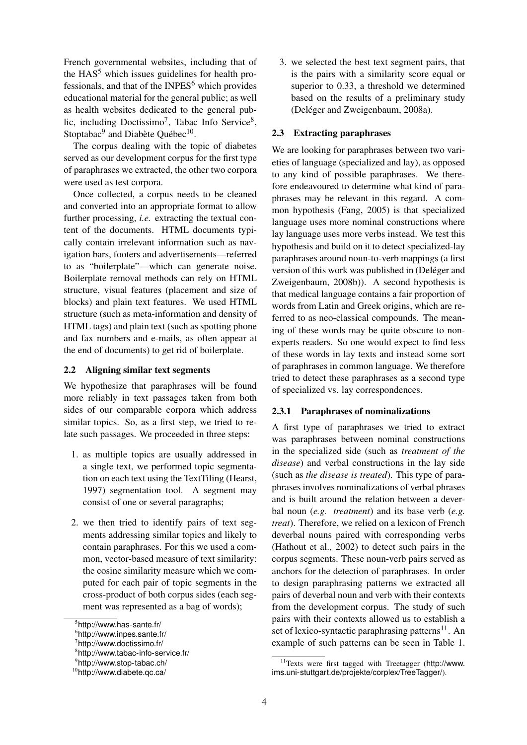French governmental websites, including that of the HAS[5] which issues guidelines for health professionals, and that of the INPES[6] which provides educational material for the general public; as well as health websites dedicated to the general public, including Doctissimo[7], Tabac Info Service[8], Stoptabac[9] and Diabète Québec[10].

The corpus dealing with the topic of diabetes served as our development corpus for the first type of paraphrases we extracted, the other two corpora were used as test corpora.

Once collected, a corpus needs to be cleaned and converted into an appropriate format to allow further processing, *i.e.* extracting the textual content of the documents. HTML documents typically contain irrelevant information such as navigation bars, footers and advertisements—referred to as "boilerplate"—which can generate noise. Boilerplate removal methods can rely on HTML structure, visual features (placement and size of blocks) and plain text features. We used HTML structure (such as meta-information and density of HTML tags) and plain text (such as spotting phone and fax numbers and e-mails, as often appear at the end of documents) to get rid of boilerplate.

### 2.2 Aligning similar text segments

We hypothesize that paraphrases will be found more reliably in text passages taken from both sides of our comparable corpora which address similar topics. So, as a first step, we tried to relate such passages. We proceeded in three steps:

1. as multiple topics are usually addressed in a single text, we performed topic segmentation on each text using the TextTiling (Hearst, 1997) segmentation tool. A segment may consist of one or several paragraphs;
2. we then tried to identify pairs of text segments addressing similar topics and likely to contain paraphrases. For this we used a common, vector-based measure of text similarity: the cosine similarity measure which we computed for each pair of topic segments in the cross-product of both corpus sides (each segment was represented as a bag of words);
3. we selected the best text segment pairs, that is the pairs with a similarity score equal or superior to 0.33, a threshold we determined based on the results of a preliminary study (Deléger and Zweigenbaum, 2008a).

### 2.3 Extracting paraphrases

We are looking for paraphrases between two varieties of language (specialized and lay), as opposed to any kind of possible paraphrases. We therefore endeavoured to determine what kind of paraphrases may be relevant in this regard. A common hypothesis (Fang, 2005) is that specialized language uses more nominal constructions where lay language uses more verbs instead. We test this hypothesis and build on it to detect specialized-lay paraphrases around noun-to-verb mappings (a first version of this work was published in (Deléger and Zweigenbaum, 2008b)). A second hypothesis is that medical language contains a fair proportion of words from Latin and Greek origins, which are referred to as neo-classical compounds. The meaning of these words may be quite obscure to non-experts readers. So one would expect to find less of these words in lay texts and instead some sort of paraphrases in common language. We therefore tried to detect these paraphrases as a second type of specialized vs. lay correspondences.

#### 2.3.1 Paraphrases of nominalizations

A first type of paraphrases we tried to extract was paraphrases between nominal constructions in the specialized side (such as *treatment of the disease*) and verbal constructions in the lay side (such as *the disease is treated*). This type of paraphrases involves nominalizations of verbal phrases and is built around the relation between a deverbal noun (*e.g. treatment*) and its base verb (*e.g. treat*). Therefore, we relied on a lexicon of French deverbal nouns paired with corresponding verbs (Hathout et al., 2002) to detect such pairs in the corpus segments. These noun-verb pairs served as anchors for the detection of paraphrases. In order to design paraphrasing patterns we extracted all pairs of deverbal noun and verb with their contexts from the development corpus. The study of such pairs with their contexts allowed us to establish a set of lexico-syntactic paraphrasing patterns[11]. An example of such patterns can be seen in Table 1.

---

[5] http://www.has-sante.fr/

[6] http://www.inpes.sante.fr/

[7] http://www.doctissimo.fr/

[8] http://www.tabac-info-service.fr/

[9] http://www.stop-tabac.ch/

[10] http://www.diabete.qc.ca/

[11] Texts were first tagged with Treetagger (http://www.ims.uni-stuttgart.de/projekte/corplex/TreeTagger/).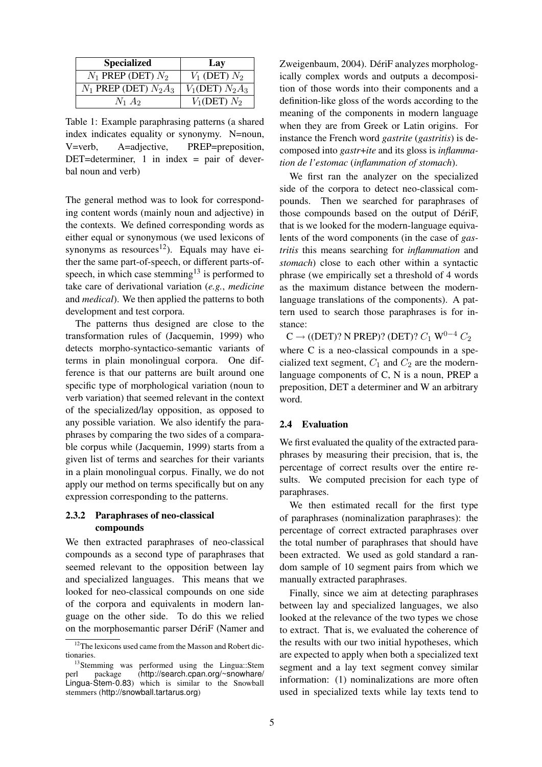| Specialized | Lay |
|---|---|
| $N_1$ PREP (DET) $N_2$ | $V_1$ (DET) $N_2$ |
| $N_1$ PREP (DET) $N_2 A_3$ | $V_1$(DET) $N_2 A_3$ |
| $N_1$ $A_2$ | $V_1$(DET) $N_2$ |

Table 1: Example paraphrasing patterns (a shared index indicates equality or synonymy. N=noun, V=verb, A=adjective, PREP=preposition, DET=determiner, 1 in index = pair of deverbal noun and verb)

The general method was to look for corresponding content words (mainly noun and adjective) in the contexts. We defined corresponding words as either equal or synonymous (we used lexicons of synonyms as resources[12]). Equals may have either the same part-of-speech, or different parts-of-speech, in which case stemming[13] is performed to take care of derivational variation (*e.g.*, *medicine* and *medical*). We then applied the patterns to both development and test corpora.

The patterns thus designed are close to the transformation rules of (Jacquemin, 1999) who detects morpho-syntactico-semantic variants of terms in plain monolingual corpora. One difference is that our patterns are built around one specific type of morphological variation (noun to verb variation) that seemed relevant in the context of the specialized/lay opposition, as opposed to any possible variation. We also identify the paraphrases by comparing the two sides of a comparable corpus while (Jacquemin, 1999) starts from a given list of terms and searches for their variants in a plain monolingual corpus. Finally, we do not apply our method on terms specifically but on any expression corresponding to the patterns.

#### 2.3.2 Paraphrases of neo-classical compounds

We then extracted paraphrases of neo-classical compounds as a second type of paraphrases that seemed relevant to the opposition between lay and specialized languages. This means that we looked for neo-classical compounds on one side of the corpora and equivalents in modern language on the other side. To do this we relied on the morphosemantic parser DériF (Namer and Zweigenbaum, 2004). DériF analyzes morphologically complex words and outputs a decomposition of those words into their components and a definition-like gloss of the words according to the meaning of the components in modern language when they are from Greek or Latin origins. For instance the French word *gastrite* (*gastritis*) is decomposed into *gastr+ite* and its gloss is *inflammation de l'estomac* (*inflammation of stomach*).

We first ran the analyzer on the specialized side of the corpora to detect neo-classical compounds. Then we searched for paraphrases of those compounds based on the output of DériF, that is we looked for the modern-language equivalents of the word components (in the case of *gastritis* this means searching for *inflammation* and *stomach*) close to each other within a syntactic phrase (we empirically set a threshold of 4 words as the maximum distance between the modern-language translations of the components). A pattern used to search those paraphrases is for instance:

$$C \rightarrow \text{((DET)? N PREP)? (DET)? } C_1 \text{ W}^{0-4} \; C_2$$

where C is a neo-classical compounds in a specialized text segment, $C_1$ and $C_2$ are the modern-language components of C, N is a noun, PREP a preposition, DET a determiner and W an arbitrary word.

### 2.4 Evaluation

We first evaluated the quality of the extracted paraphrases by measuring their precision, that is, the percentage of correct results over the entire results. We computed precision for each type of paraphrases.

We then estimated recall for the first type of paraphrases (nominalization paraphrases): the percentage of correct extracted paraphrases over the total number of paraphrases that should have been extracted. We used as gold standard a random sample of 10 segment pairs from which we manually extracted paraphrases.

Finally, since we aim at detecting paraphrases between lay and specialized languages, we also looked at the relevance of the two types we chose to extract. That is, we evaluated the coherence of the results with our two initial hypotheses, which are expected to apply when both a specialized text segment and a lay text segment convey similar information: (1) nominalizations are more often used in specialized texts while lay texts tend to

[12] The lexicons used came from the Masson and Robert dictionaries.

[13] Stemming was performed using the Lingua::Stem perl package (http://search.cpan.org/~snowhare/Lingua-Stem-0.83) which is similar to the Snowball stemmers (http://snowball.tartarus.org)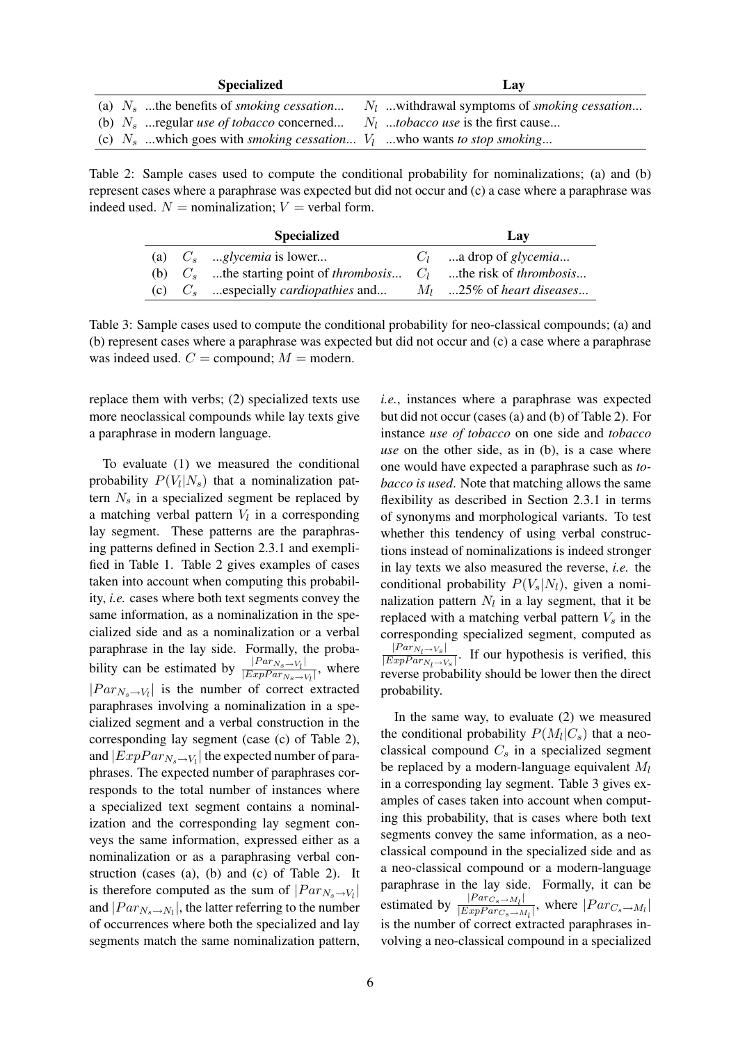| | | Specialized | | Lay |
|---|---|---|---|---|
| (a) | $N_s$ | ...the benefits of *smoking cessation*... | $N_l$ | ...withdrawal symptoms of *smoking cessation*... |
| (b) | $N_s$ | ...regular *use of tobacco* concerned... | $N_l$ | ...*tobacco use* is the first cause... |
| (c) | $N_s$ | ...which goes with *smoking cessation*... | $V_l$ | ...who wants *to stop smoking*... |

Table 2: Sample cases used to compute the conditional probability for nominalizations; (a) and (b) represent cases where a paraphrase was expected but did not occur and (c) a case where a paraphrase was indeed used. $N$ = nominalization; $V$ = verbal form.

| | | Specialized | | Lay |
|---|---|---|---|---|
| (a) | $C_s$ | ...*glycemia* is lower... | $C_l$ | ...a drop of *glycemia*... |
| (b) | $C_s$ | ...the starting point of *thrombosis*... | $C_l$ | ...the risk of *thrombosis*... |
| (c) | $C_s$ | ...especially *cardiopathies* and... | $M_l$ | ...25% of *heart diseases*... |

Table 3: Sample cases used to compute the conditional probability for neo-classical compounds; (a) and (b) represent cases where a paraphrase was expected but did not occur and (c) a case where a paraphrase was indeed used. $C$ = compound; $M$ = modern.

replace them with verbs; (2) specialized texts use more neoclassical compounds while lay texts give a paraphrase in modern language.

To evaluate (1) we measured the conditional probability $P(V_l|N_s)$ that a nominalization pattern $N_s$ in a specialized segment be replaced by a matching verbal pattern $V_l$ in a corresponding lay segment. These patterns are the paraphrasing patterns defined in Section 2.3.1 and exemplified in Table 1. Table 2 gives examples of cases taken into account when computing this probability, *i.e.* cases where both text segments convey the same information, as a nominalization in the specialized side and as a nominalization or a verbal paraphrase in the lay side. Formally, the probability can be estimated by $\frac{|Par_{N_s \to V_l}|}{|ExpPar_{N_s \to V_l}|}$, where $|Par_{N_s \to V_l}|$ is the number of correct extracted paraphrases involving a nominalization in a specialized segment and a verbal construction in the corresponding lay segment (case (c) of Table 2), and $|ExpPar_{N_s \to V_l}|$ the expected number of paraphrases. The expected number of paraphrases corresponds to the total number of instances where a specialized text segment contains a nominalization and the corresponding lay segment conveys the same information, expressed either as a nominalization or as a paraphrasing verbal construction (cases (a), (b) and (c) of Table 2). It is therefore computed as the sum of $|Par_{N_s \to V_l}|$ and $|Par_{N_s \to N_l}|$, the latter referring to the number of occurrences where both the specialized and lay segments match the same nominalization pattern, *i.e.*, instances where a paraphrase was expected but did not occur (cases (a) and (b) of Table 2). For instance *use of tobacco* on one side and *tobacco use* on the other side, as in (b), is a case where one would have expected a paraphrase such as *tobacco is used*. Note that matching allows the same flexibility as described in Section 2.3.1 in terms of synonyms and morphological variants. To test whether this tendency of using verbal constructions instead of nominalizations is indeed stronger in lay texts we also measured the reverse, *i.e.* the conditional probability $P(V_s|N_l)$, given a nominalization pattern $N_l$ in a lay segment, that it be replaced with a matching verbal pattern $V_s$ in the corresponding specialized segment, computed as $\frac{|Par_{N_l \to V_s}|}{|ExpPar_{N_l \to V_s}|}$. If our hypothesis is verified, this reverse probability should be lower then the direct probability.

In the same way, to evaluate (2) we measured the conditional probability $P(M_l|C_s)$ that a neo-classical compound $C_s$ in a specialized segment be replaced by a modern-language equivalent $M_l$ in a corresponding lay segment. Table 3 gives examples of cases taken into account when computing this probability, that is cases where both text segments convey the same information, as a neo-classical compound in the specialized side and as a neo-classical compound or a modern-language paraphrase in the lay side. Formally, it can be estimated by $\frac{|Par_{C_s \to M_l}|}{|ExpPar_{C_s \to M_l}|}$, where $|Par_{C_s \to M_l}|$ is the number of correct extracted paraphrases involving a neo-classical compound in a specialized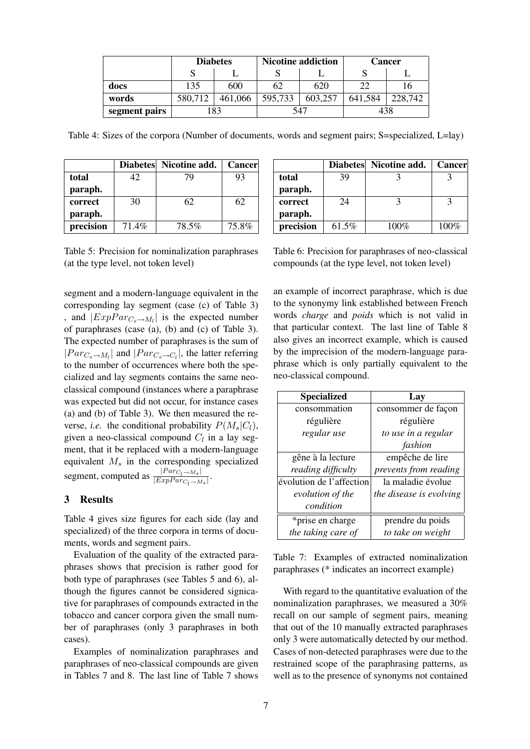| | Diabetes | | Nicotine addiction | | Cancer | |
|---|---|---|---|---|---|---|
| | S | L | S | L | S | L |
| **docs** | 135 | 600 | 62 | 620 | 22 | 16 |
| **words** | 580,712 | 461,066 | 595,733 | 603,257 | 641,584 | 228,742 |
| **segment pairs** | 183 | | 547 | | 438 | |

Table 4: Sizes of the corpora (Number of documents, words and segment pairs; S=specialized, L=lay)

| | Diabetes | Nicotine add. | Cancer |
|---|---|---|---|
| **total paraph.** | 42 | 79 | 93 |
| **correct paraph.** | 30 | 62 | 62 |
| **precision** | 71.4% | 78.5% | 75.8% |

Table 5: Precision for nominalization paraphrases (at the type level, not token level)

| | Diabetes | Nicotine add. | Cancer |
|---|---|---|---|
| **total paraph.** | 39 | 3 | 3 |
| **correct paraph.** | 24 | 3 | 3 |
| **precision** | 61.5% | 100% | 100% |

Table 6: Precision for paraphrases of neo-classical compounds (at the type level, not token level)

segment and a modern-language equivalent in the corresponding lay segment (case (c) of Table 3), and $|ExpPar_{C_s \rightarrow M_l}|$ is the expected number of paraphrases (case (a), (b) and (c) of Table 3). The expected number of paraphrases is the sum of $|Par_{C_s \rightarrow M_l}|$ and $|Par_{C_s \rightarrow C_l}|$, the latter referring to the number of occurrences where both the specialized and lay segments contains the same neo-classical compound (instances where a paraphrase was expected but did not occur, for instance cases (a) and (b) of Table 3). We then measured the reverse, *i.e.* the conditional probability $P(M_s|C_l)$, given a neo-classical compound $C_l$ in a lay segment, that it be replaced with a modern-language equivalent $M_s$ in the corresponding specialized segment, computed as $\frac{|Par_{C_l \rightarrow M_s}|}{|ExpPar_{C_l \rightarrow M_s}|}$.

## 3 Results

Table 4 gives size figures for each side (lay and specialized) of the three corpora in terms of documents, words and segment pairs.

Evaluation of the quality of the extracted paraphrases shows that precision is rather good for both type of paraphrases (see Tables 5 and 6), although the figures cannot be considered signicative for paraphrases of compounds extracted in the tobacco and cancer corpora given the small number of paraphrases (only 3 paraphrases in both cases).

Examples of nominalization paraphrases and paraphrases of neo-classical compounds are given in Tables 7 and 8. The last line of Table 7 shows an example of incorrect paraphrase, which is due to the synonymy link established between French words *charge* and *poids* which is not valid in that particular context. The last line of Table 8 also gives an incorrect example, which is caused by the imprecision of the modern-language paraphrase which is only partially equivalent to the neo-classical compound.

| Specialized | Lay |
|---|---|
| consommation régulière *regular use* | consommer de façon régulière *to use in a regular fashion* |
| gêne à la lecture *reading difficulty* | empêche de lire *prevents from reading* |
| évolution de l'affection *evolution of the condition* | la maladie évolue *the disease is evolving* |
| *prise en charge *the taking care of* | prendre du poids *to take on weight* |

Table 7: Examples of extracted nominalization paraphrases (* indicates an incorrect example)

With regard to the quantitative evaluation of the nominalization paraphrases, we measured a 30% recall on our sample of segment pairs, meaning that out of the 10 manually extracted paraphrases only 3 were automatically detected by our method. Cases of non-detected paraphrases were due to the restrained scope of the paraphrasing patterns, as well as to the presence of synonyms not contained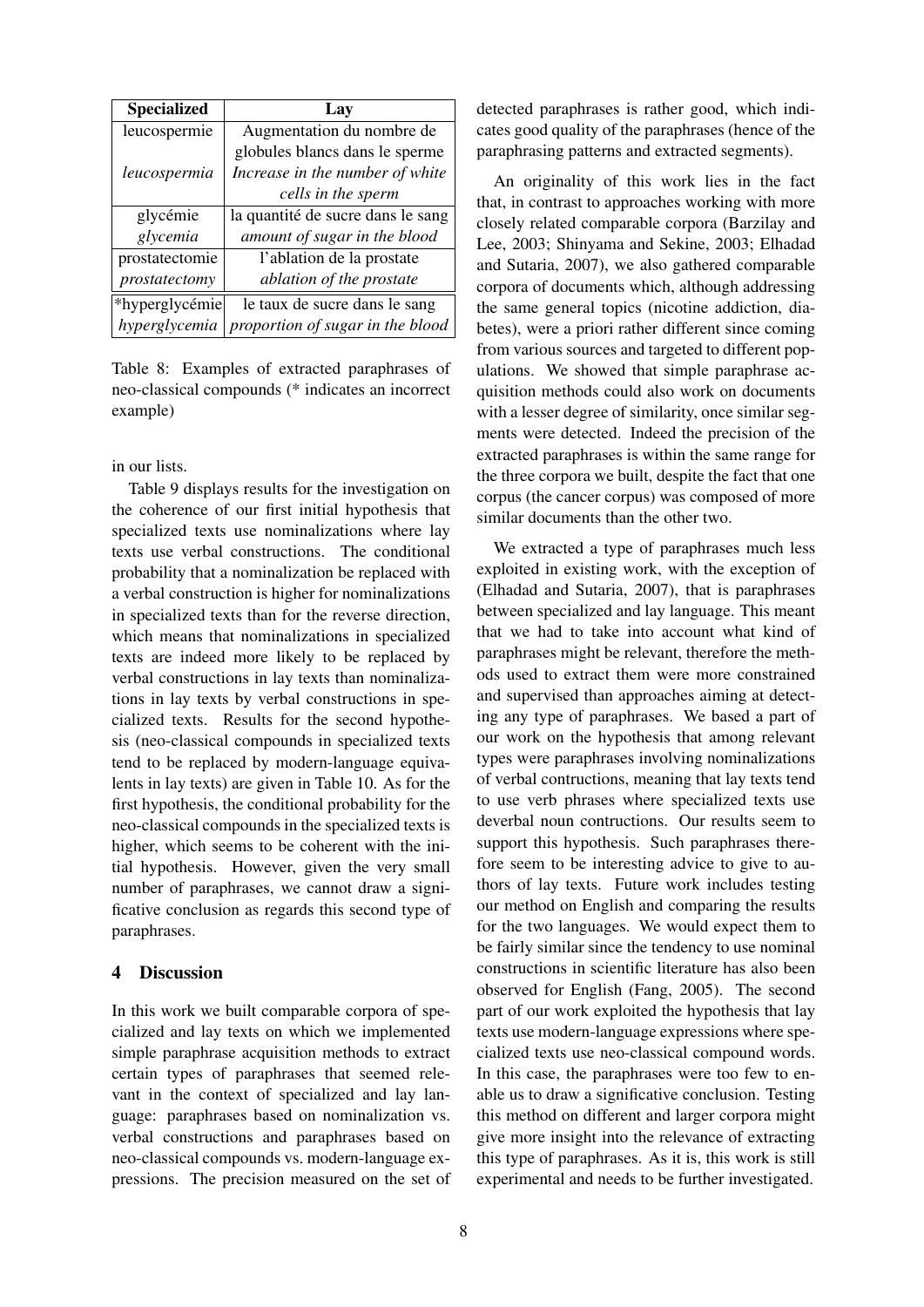| Specialized | Lay |
|---|---|
| leucospermie | Augmentation du nombre de globules blancs dans le sperme |
| *leucospermia* | *Increase in the number of white cells in the sperm* |
| glycémie | la quantité de sucre dans le sang |
| *glycemia* | *amount of sugar in the blood* |
| prostatectomie | l'ablation de la prostate |
| *prostatectomy* | *ablation of the prostate* |
| *hyperglycémie | le taux de sucre dans le sang |
| *hyperglycemia* | *proportion of sugar in the blood* |

Table 8: Examples of extracted paraphrases of neo-classical compounds (* indicates an incorrect example)

in our lists.

Table 9 displays results for the investigation on the coherence of our first initial hypothesis that specialized texts use nominalizations where lay texts use verbal constructions. The conditional probability that a nominalization be replaced with a verbal construction is higher for nominalizations in specialized texts than for the reverse direction, which means that nominalizations in specialized texts are indeed more likely to be replaced by verbal constructions in lay texts than nominalizations in lay texts by verbal constructions in specialized texts. Results for the second hypothesis (neo-classical compounds in specialized texts tend to be replaced by modern-language equivalents in lay texts) are given in Table 10. As for the first hypothesis, the conditional probability for the neo-classical compounds in the specialized texts is higher, which seems to be coherent with the initial hypothesis. However, given the very small number of paraphrases, we cannot draw a significative conclusion as regards this second type of paraphrases.

## 4 Discussion

In this work we built comparable corpora of specialized and lay texts on which we implemented simple paraphrase acquisition methods to extract certain types of paraphrases that seemed relevant in the context of specialized and lay language: paraphrases based on nominalization vs. verbal constructions and paraphrases based on neo-classical compounds vs. modern-language expressions. The precision measured on the set of detected paraphrases is rather good, which indicates good quality of the paraphrases (hence of the paraphrasing patterns and extracted segments).

An originality of this work lies in the fact that, in contrast to approaches working with more closely related comparable corpora (Barzilay and Lee, 2003; Shinyama and Sekine, 2003; Elhadad and Sutaria, 2007), we also gathered comparable corpora of documents which, although addressing the same general topics (nicotine addiction, diabetes), were a priori rather different since coming from various sources and targeted to different populations. We showed that simple paraphrase acquisition methods could also work on documents with a lesser degree of similarity, once similar segments were detected. Indeed the precision of the extracted paraphrases is within the same range for the three corpora we built, despite the fact that one corpus (the cancer corpus) was composed of more similar documents than the other two.

We extracted a type of paraphrases much less exploited in existing work, with the exception of (Elhadad and Sutaria, 2007), that is paraphrases between specialized and lay language. This meant that we had to take into account what kind of paraphrases might be relevant, therefore the methods used to extract them were more constrained and supervised than approaches aiming at detecting any type of paraphrases. We based a part of our work on the hypothesis that among relevant types were paraphrases involving nominalizations of verbal contructions, meaning that lay texts tend to use verb phrases where specialized texts use deverbal noun contructions. Our results seem to support this hypothesis. Such paraphrases therefore seem to be interesting advice to give to authors of lay texts. Future work includes testing our method on English and comparing the results for the two languages. We would expect them to be fairly similar since the tendency to use nominal constructions in scientific literature has also been observed for English (Fang, 2005). The second part of our work exploited the hypothesis that lay texts use modern-language expressions where specialized texts use neo-classical compound words. In this case, the paraphrases were too few to enable us to draw a significative conclusion. Testing this method on different and larger corpora might give more insight into the relevance of extracting this type of paraphrases. As it is, this work is still experimental and needs to be further investigated.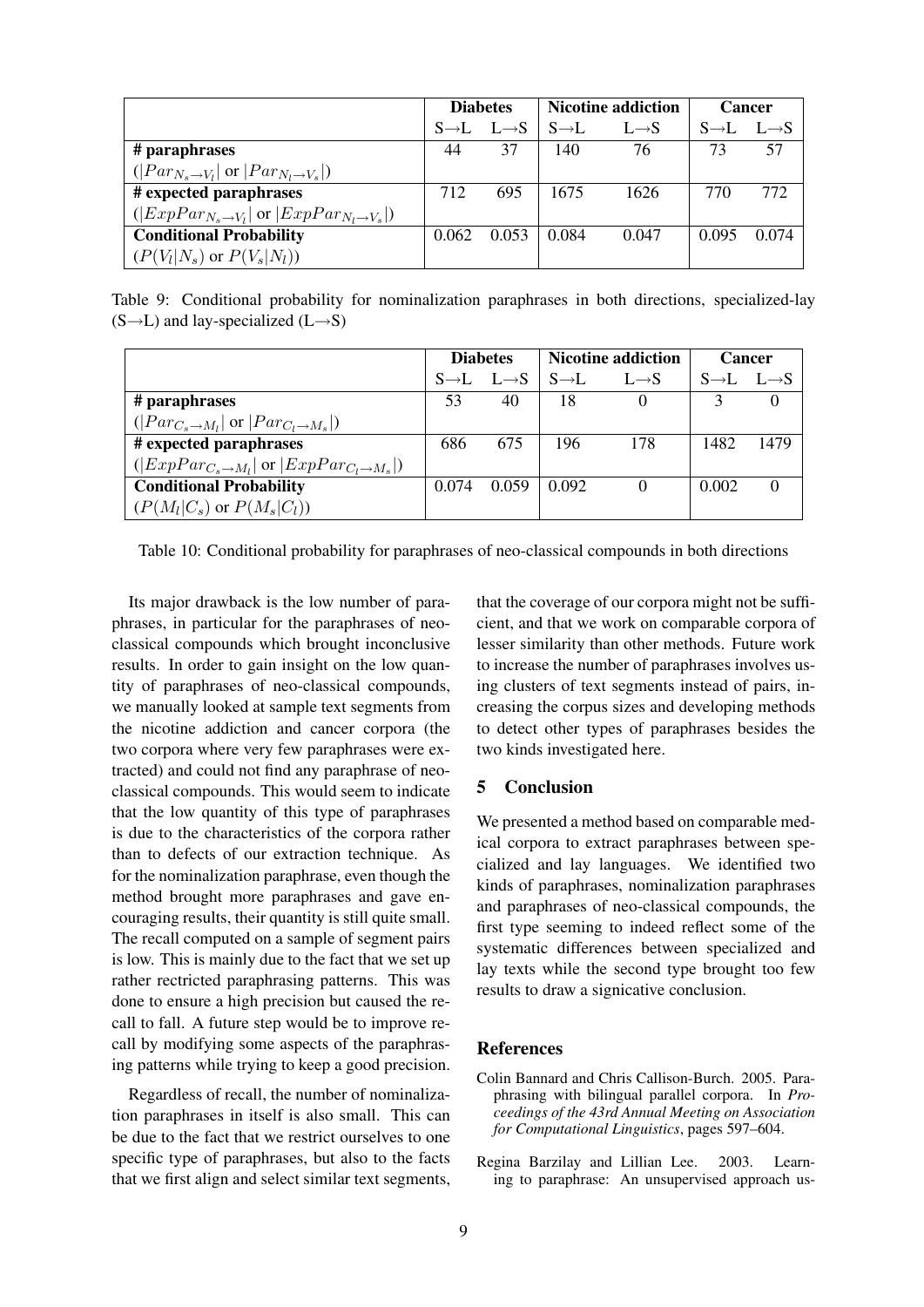| | Diabetes | | Nicotine addiction | | Cancer | |
|---|---|---|---|---|---|---|
| | S→L | L→S | S→L | L→S | S→L | L→S |
| **# paraphrases** ($\|Par_{N_s \to V_l}\|$ or $\|Par_{N_l \to V_s}\|$) | 44 | 37 | 140 | 76 | 73 | 57 |
| **# expected paraphrases** ($\|ExpPar_{N_s \to V_l}\|$ or $\|ExpPar_{N_l \to V_s}\|$) | 712 | 695 | 1675 | 1626 | 770 | 772 |
| **Conditional Probability** ($P(V_l\|N_s)$ or $P(V_s\|N_l)$) | 0.062 | 0.053 | 0.084 | 0.047 | 0.095 | 0.074 |

Table 9: Conditional probability for nominalization paraphrases in both directions, specialized-lay (S→L) and lay-specialized (L→S)

| | Diabetes | | Nicotine addiction | | Cancer | |
|---|---|---|---|---|---|---|
| | S→L | L→S | S→L | L→S | S→L | L→S |
| **# paraphrases** ($\|Par_{C_s \to M_l}\|$ or $\|Par_{C_l \to M_s}\|$) | 53 | 40 | 18 | 0 | 3 | 0 |
| **# expected paraphrases** ($\|ExpPar_{C_s \to M_l}\|$ or $\|ExpPar_{C_l \to M_s}\|$) | 686 | 675 | 196 | 178 | 1482 | 1479 |
| **Conditional Probability** ($P(M_l\|C_s)$ or $P(M_s\|C_l)$) | 0.074 | 0.059 | 0.092 | 0 | 0.002 | 0 |

Table 10: Conditional probability for paraphrases of neo-classical compounds in both directions

Its major drawback is the low number of paraphrases, in particular for the paraphrases of neo-classical compounds which brought inconclusive results. In order to gain insight on the low quantity of paraphrases of neo-classical compounds, we manually looked at sample text segments from the nicotine addiction and cancer corpora (the two corpora where very few paraphrases were extracted) and could not find any paraphrase of neo-classical compounds. This would seem to indicate that the low quantity of this type of paraphrases is due to the characteristics of the corpora rather than to defects of our extraction technique. As for the nominalization paraphrase, even though the method brought more paraphrases and gave encouraging results, their quantity is still quite small. The recall computed on a sample of segment pairs is low. This is mainly due to the fact that we set up rather rectricted paraphrasing patterns. This was done to ensure a high precision but caused the recall to fall. A future step would be to improve recall by modifying some aspects of the paraphrasing patterns while trying to keep a good precision.

Regardless of recall, the number of nominalization paraphrases in itself is also small. This can be due to the fact that we restrict ourselves to one specific type of paraphrases, but also to the facts that we first align and select similar text segments, that the coverage of our corpora might not be sufficient, and that we work on comparable corpora of lesser similarity than other methods. Future work to increase the number of paraphrases involves using clusters of text segments instead of pairs, increasing the corpus sizes and developing methods to detect other types of paraphrases besides the two kinds investigated here.

## 5 Conclusion

We presented a method based on comparable medical corpora to extract paraphrases between specialized and lay languages. We identified two kinds of paraphrases, nominalization paraphrases and paraphrases of neo-classical compounds, the first type seeming to indeed reflect some of the systematic differences between specialized and lay texts while the second type brought too few results to draw a signicative conclusion.

## References

Colin Bannard and Chris Callison-Burch. 2005. Paraphrasing with bilingual parallel corpora. In *Proceedings of the 43rd Annual Meeting on Association for Computational Linguistics*, pages 597–604.

Regina Barzilay and Lillian Lee. 2003. Learning to paraphrase: An unsupervised approach us-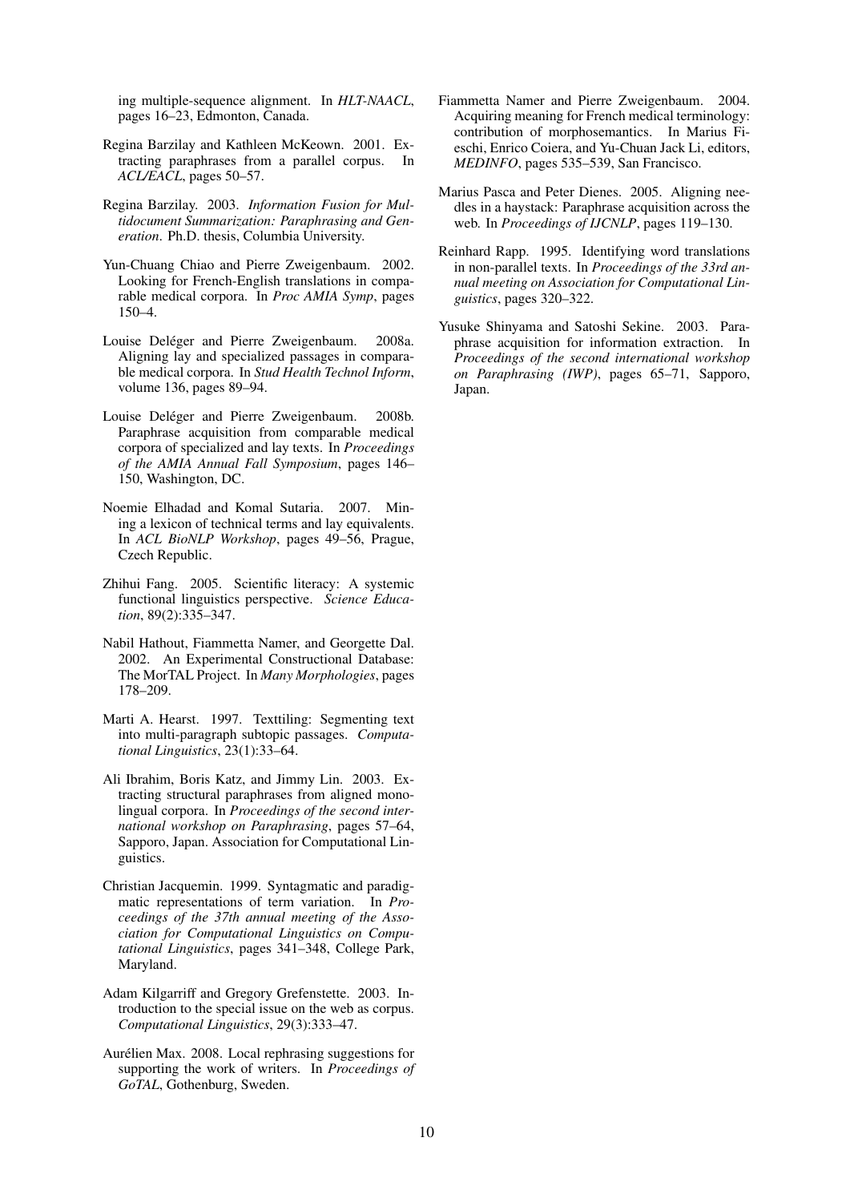ing multiple-sequence alignment. In *HLT-NAACL*, pages 16–23, Edmonton, Canada.

Regina Barzilay and Kathleen McKeown. 2001. Extracting paraphrases from a parallel corpus. In *ACL/EACL*, pages 50–57.

Regina Barzilay. 2003. *Information Fusion for Multidocument Summarization: Paraphrasing and Generation*. Ph.D. thesis, Columbia University.

Yun-Chuang Chiao and Pierre Zweigenbaum. 2002. Looking for French-English translations in comparable medical corpora. In *Proc AMIA Symp*, pages 150–4.

Louise Deléger and Pierre Zweigenbaum. 2008a. Aligning lay and specialized passages in comparable medical corpora. In *Stud Health Technol Inform*, volume 136, pages 89–94.

Louise Deléger and Pierre Zweigenbaum. 2008b. Paraphrase acquisition from comparable medical corpora of specialized and lay texts. In *Proceedings of the AMIA Annual Fall Symposium*, pages 146–150, Washington, DC.

Noemie Elhadad and Komal Sutaria. 2007. Mining a lexicon of technical terms and lay equivalents. In *ACL BioNLP Workshop*, pages 49–56, Prague, Czech Republic.

Zhihui Fang. 2005. Scientific literacy: A systemic functional linguistics perspective. *Science Education*, 89(2):335–347.

Nabil Hathout, Fiammetta Namer, and Georgette Dal. 2002. An Experimental Constructional Database: The MorTAL Project. In *Many Morphologies*, pages 178–209.

Marti A. Hearst. 1997. Texttiling: Segmenting text into multi-paragraph subtopic passages. *Computational Linguistics*, 23(1):33–64.

Ali Ibrahim, Boris Katz, and Jimmy Lin. 2003. Extracting structural paraphrases from aligned monolingual corpora. In *Proceedings of the second international workshop on Paraphrasing*, pages 57–64, Sapporo, Japan. Association for Computational Linguistics.

Christian Jacquemin. 1999. Syntagmatic and paradigmatic representations of term variation. In *Proceedings of the 37th annual meeting of the Association for Computational Linguistics on Computational Linguistics*, pages 341–348, College Park, Maryland.

Adam Kilgarriff and Gregory Grefenstette. 2003. Introduction to the special issue on the web as corpus. *Computational Linguistics*, 29(3):333–47.

Aurélien Max. 2008. Local rephrasing suggestions for supporting the work of writers. In *Proceedings of GoTAL*, Gothenburg, Sweden.

Fiammetta Namer and Pierre Zweigenbaum. 2004. Acquiring meaning for French medical terminology: contribution of morphosemantics. In Marius Fieschi, Enrico Coiera, and Yu-Chuan Jack Li, editors, *MEDINFO*, pages 535–539, San Francisco.

Marius Pasca and Peter Dienes. 2005. Aligning needles in a haystack: Paraphrase acquisition across the web. In *Proceedings of IJCNLP*, pages 119–130.

Reinhard Rapp. 1995. Identifying word translations in non-parallel texts. In *Proceedings of the 33rd annual meeting on Association for Computational Linguistics*, pages 320–322.

Yusuke Shinyama and Satoshi Sekine. 2003. Paraphrase acquisition for information extraction. In *Proceedings of the second international workshop on Paraphrasing (IWP)*, pages 65–71, Sapporo, Japan.